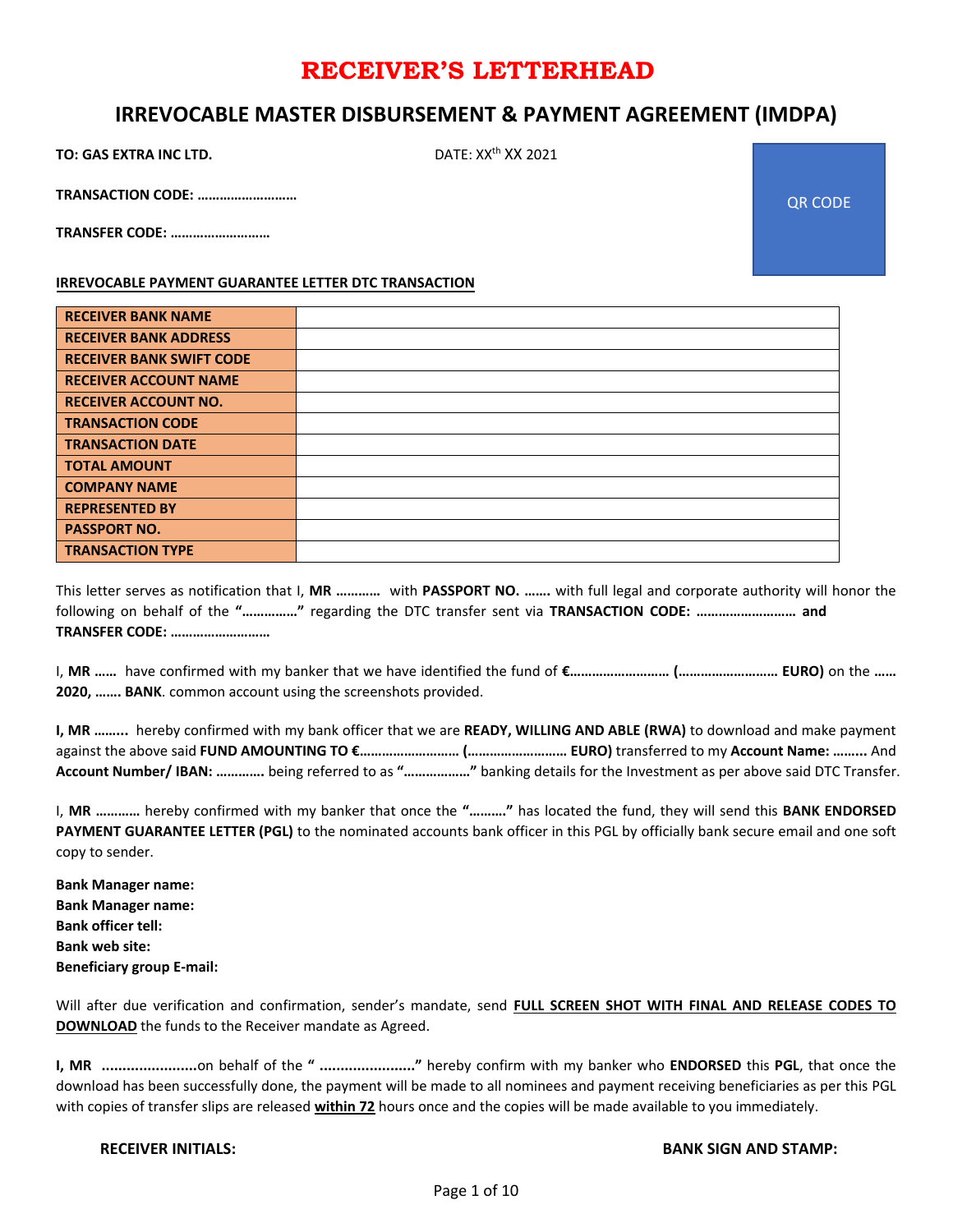# RECEIVER'S LETTERHEAD

## IRREVOCABLE MASTER DISBURSEMENT & PAYMENT AGREEMENT (IMDPA)

**TO: GAS EXTRA INC LTD.**

DATE: XXth XX 2021

QR CODE

**TRANSACTION CODE: ………………………**

**TRANSFER CODE: ………………………**

**IRREVOCABLE PAYMENT GUARANTEE LETTER DTC TRANSACTION**

| | |
|---|---|
| **RECEIVER BANK NAME** | |
| **RECEIVER BANK ADDRESS** | |
| **RECEIVER BANK SWIFT CODE** | |
| **RECEIVER ACCOUNT NAME** | |
| **RECEIVER ACCOUNT NO.** | |
| **TRANSACTION CODE** | |
| **TRANSACTION DATE** | |
| **TOTAL AMOUNT** | |
| **COMPANY NAME** | |
| **REPRESENTED BY** | |
| **PASSPORT NO.** | |
| **TRANSACTION TYPE** | |

This letter serves as notification that I, **MR …………** with **PASSPORT NO. …….** with full legal and corporate authority will honor the following on behalf of the **"……………"** regarding the DTC transfer sent via **TRANSACTION CODE: ……………………… and TRANSFER CODE: ………………………**

I, **MR ……** have confirmed with my banker that we have identified the fund of **€……………………… (……………………… EURO)** on the **…… 2020, ……. BANK**. common account using the screenshots provided.

**I, MR ……..** hereby confirmed with my bank officer that we are **READY, WILLING AND ABLE (RWA)** to download and make payment against the above said **FUND AMOUNTING TO €……………………… (……………………… EURO)** transferred to my **Account Name: ……...** And **Account Number/ IBAN: ………….** being referred to as **"………………"** banking details for the Investment as per above said DTC Transfer.

I, **MR …………** hereby confirmed with my banker that once the **"………."** has located the fund, they will send this **BANK ENDORSED PAYMENT GUARANTEE LETTER (PGL)** to the nominated accounts bank officer in this PGL by officially bank secure email and one soft copy to sender.

**Bank Manager name:**
**Bank Manager name:**
**Bank officer tell:**
**Bank web site:**
**Beneficiary group E-mail:**

Will after due verification and confirmation, sender's mandate, send **FULL SCREEN SHOT WITH FINAL AND RELEASE CODES TO DOWNLOAD** the funds to the Receiver mandate as Agreed.

**I, MR ......................**on behalf of the **" ......................"** hereby confirm with my banker who **ENDORSED** this **PGL**, that once the download has been successfully done, the payment will be made to all nominees and payment receiving beneficiaries as per this PGL with copies of transfer slips are released **within 72** hours once and the copies will be made available to you immediately.

**RECEIVER INITIALS:** **BANK SIGN AND STAMP:**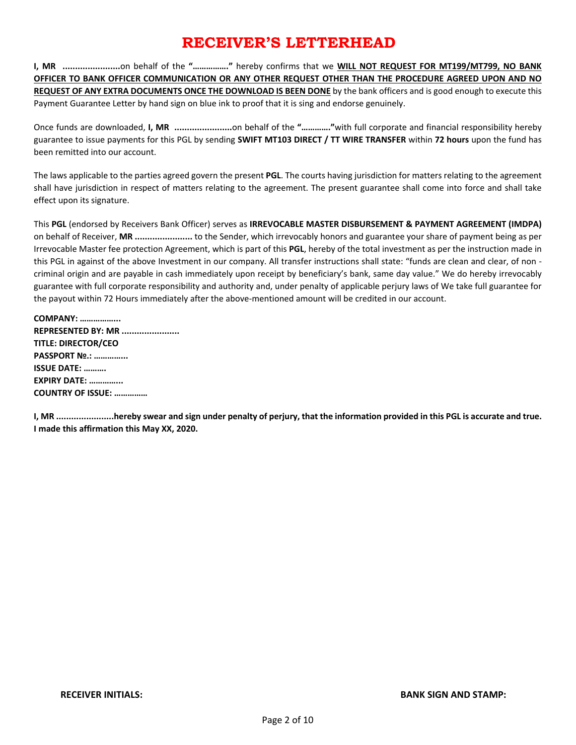# RECEIVER'S LETTERHEAD

**I, MR .......................**on behalf of the **"……………."** hereby confirms that we **WILL NOT REQUEST FOR MT199/MT799, NO BANK OFFICER TO BANK OFFICER COMMUNICATION OR ANY OTHER REQUEST OTHER THAN THE PROCEDURE AGREED UPON AND NO REQUEST OF ANY EXTRA DOCUMENTS ONCE THE DOWNLOAD IS BEEN DONE** by the bank officers and is good enough to execute this Payment Guarantee Letter by hand sign on blue ink to proof that it is sing and endorse genuinely.

Once funds are downloaded, **I, MR .......................**on behalf of the **"…………."**with full corporate and financial responsibility hereby guarantee to issue payments for this PGL by sending **SWIFT MT103 DIRECT / TT WIRE TRANSFER** within **72 hours** upon the fund has been remitted into our account.

The laws applicable to the parties agreed govern the present **PGL**. The courts having jurisdiction for matters relating to the agreement shall have jurisdiction in respect of matters relating to the agreement. The present guarantee shall come into force and shall take effect upon its signature.

This **PGL** (endorsed by Receivers Bank Officer) serves as **IRREVOCABLE MASTER DISBURSEMENT & PAYMENT AGREEMENT (IMDPA)** on behalf of Receiver, **MR .......................** to the Sender, which irrevocably honors and guarantee your share of payment being as per Irrevocable Master fee protection Agreement, which is part of this **PGL**, hereby of the total investment as per the instruction made in this PGL in against of the above Investment in our company. All transfer instructions shall state: "funds are clean and clear, of non - criminal origin and are payable in cash immediately upon receipt by beneficiary's bank, same day value." We do hereby irrevocably guarantee with full corporate responsibility and authority and, under penalty of applicable perjury laws of We take full guarantee for the payout within 72 Hours immediately after the above-mentioned amount will be credited in our account.

**COMPANY: ……………..**
**REPRESENTED BY: MR .......................**
**TITLE: DIRECTOR/CEO**
**PASSPORT №.: …………..**
**ISSUE DATE: ……….**
**EXPIRY DATE: …………..**
**COUNTRY OF ISSUE: ……………**

**I, MR .......................hereby swear and sign under penalty of perjury, that the information provided in this PGL is accurate and true. I made this affirmation this May XX, 2020.**

**RECEIVER INITIALS:** **BANK SIGN AND STAMP:**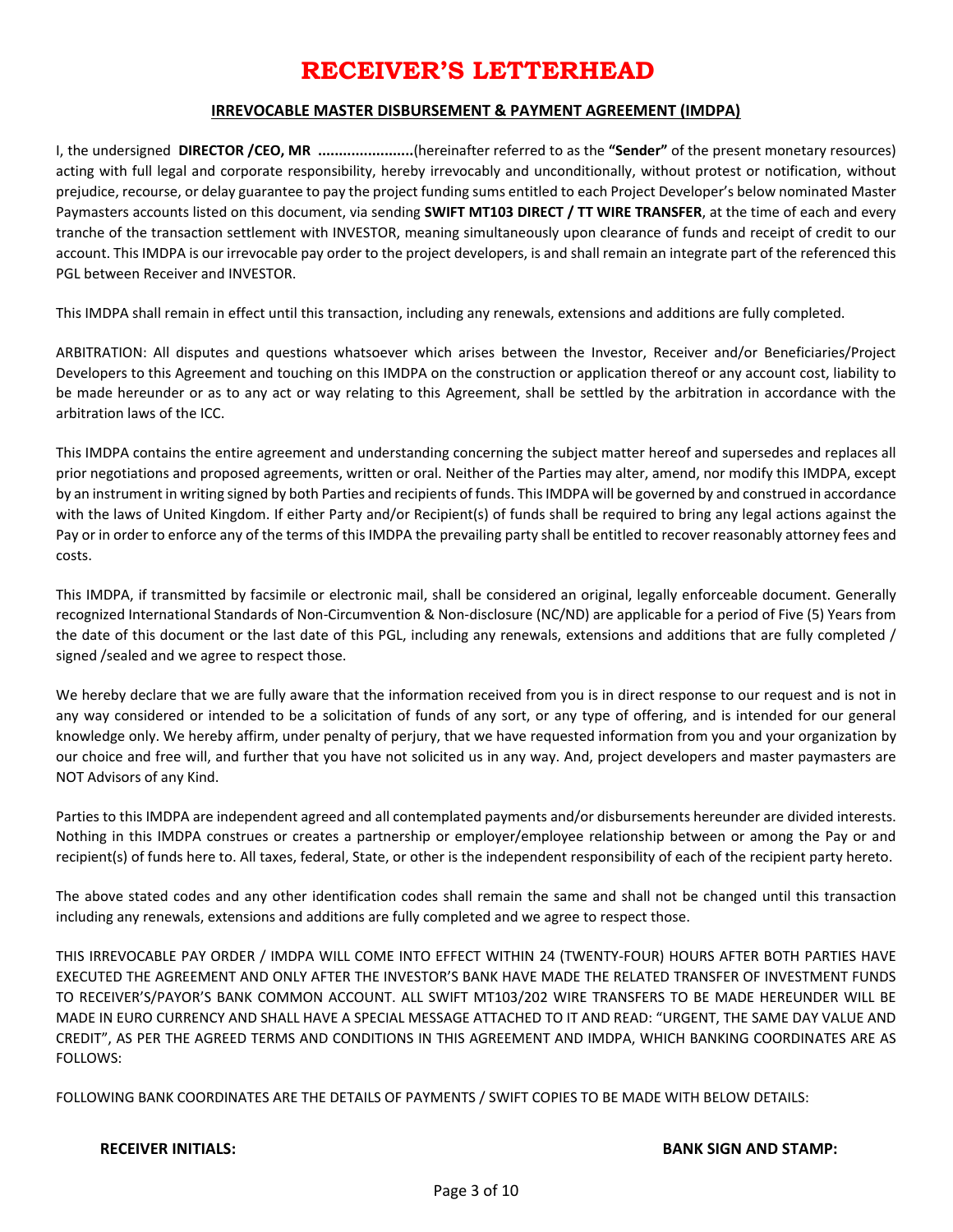# RECEIVER'S LETTERHEAD

## IRREVOCABLE MASTER DISBURSEMENT & PAYMENT AGREEMENT (IMDPA)

I, the undersigned **DIRECTOR /CEO, MR .......................**(hereinafter referred to as the **"Sender"** of the present monetary resources) acting with full legal and corporate responsibility, hereby irrevocably and unconditionally, without protest or notification, without prejudice, recourse, or delay guarantee to pay the project funding sums entitled to each Project Developer's below nominated Master Paymasters accounts listed on this document, via sending **SWIFT MT103 DIRECT / TT WIRE TRANSFER**, at the time of each and every tranche of the transaction settlement with INVESTOR, meaning simultaneously upon clearance of funds and receipt of credit to our account. This IMDPA is our irrevocable pay order to the project developers, is and shall remain an integrate part of the referenced this PGL between Receiver and INVESTOR.

This IMDPA shall remain in effect until this transaction, including any renewals, extensions and additions are fully completed.

ARBITRATION: All disputes and questions whatsoever which arises between the Investor, Receiver and/or Beneficiaries/Project Developers to this Agreement and touching on this IMDPA on the construction or application thereof or any account cost, liability to be made hereunder or as to any act or way relating to this Agreement, shall be settled by the arbitration in accordance with the arbitration laws of the ICC.

This IMDPA contains the entire agreement and understanding concerning the subject matter hereof and supersedes and replaces all prior negotiations and proposed agreements, written or oral. Neither of the Parties may alter, amend, nor modify this IMDPA, except by an instrument in writing signed by both Parties and recipients of funds. This IMDPA will be governed by and construed in accordance with the laws of United Kingdom. If either Party and/or Recipient(s) of funds shall be required to bring any legal actions against the Pay or in order to enforce any of the terms of this IMDPA the prevailing party shall be entitled to recover reasonably attorney fees and costs.

This IMDPA, if transmitted by facsimile or electronic mail, shall be considered an original, legally enforceable document. Generally recognized International Standards of Non-Circumvention & Non-disclosure (NC/ND) are applicable for a period of Five (5) Years from the date of this document or the last date of this PGL, including any renewals, extensions and additions that are fully completed / signed /sealed and we agree to respect those.

We hereby declare that we are fully aware that the information received from you is in direct response to our request and is not in any way considered or intended to be a solicitation of funds of any sort, or any type of offering, and is intended for our general knowledge only. We hereby affirm, under penalty of perjury, that we have requested information from you and your organization by our choice and free will, and further that you have not solicited us in any way. And, project developers and master paymasters are NOT Advisors of any Kind.

Parties to this IMDPA are independent agreed and all contemplated payments and/or disbursements hereunder are divided interests. Nothing in this IMDPA construes or creates a partnership or employer/employee relationship between or among the Pay or and recipient(s) of funds here to. All taxes, federal, State, or other is the independent responsibility of each of the recipient party hereto.

The above stated codes and any other identification codes shall remain the same and shall not be changed until this transaction including any renewals, extensions and additions are fully completed and we agree to respect those.

THIS IRREVOCABLE PAY ORDER / IMDPA WILL COME INTO EFFECT WITHIN 24 (TWENTY-FOUR) HOURS AFTER BOTH PARTIES HAVE EXECUTED THE AGREEMENT AND ONLY AFTER THE INVESTOR'S BANK HAVE MADE THE RELATED TRANSFER OF INVESTMENT FUNDS TO RECEIVER'S/PAYOR'S BANK COMMON ACCOUNT. ALL SWIFT MT103/202 WIRE TRANSFERS TO BE MADE HEREUNDER WILL BE MADE IN EURO CURRENCY AND SHALL HAVE A SPECIAL MESSAGE ATTACHED TO IT AND READ: "URGENT, THE SAME DAY VALUE AND CREDIT", AS PER THE AGREED TERMS AND CONDITIONS IN THIS AGREEMENT AND IMDPA, WHICH BANKING COORDINATES ARE AS FOLLOWS:

FOLLOWING BANK COORDINATES ARE THE DETAILS OF PAYMENTS / SWIFT COPIES TO BE MADE WITH BELOW DETAILS:

**RECEIVER INITIALS:** **BANK SIGN AND STAMP:**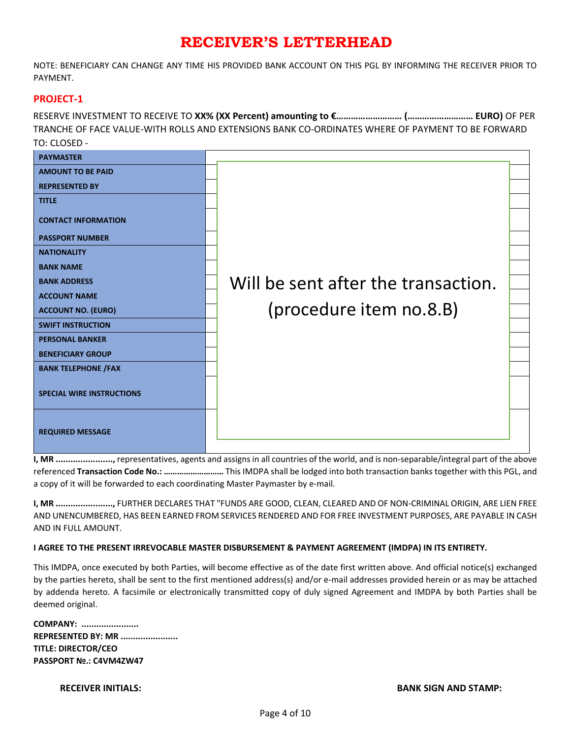# RECEIVER'S LETTERHEAD

NOTE: BENEFICIARY CAN CHANGE ANY TIME HIS PROVIDED BANK ACCOUNT ON THIS PGL BY INFORMING THE RECEIVER PRIOR TO PAYMENT.

## PROJECT-1

RESERVE INVESTMENT TO RECEIVE TO **XX% (XX Percent) amounting to €……………………… (……………………… EURO)** OF PER TRANCHE OF FACE VALUE-WITH ROLLS AND EXTENSIONS BANK CO-ORDINATES WHERE OF PAYMENT TO BE FORWARD TO: CLOSED -

| | |
|---|---|
| **PAYMASTER** | Will be sent after the transaction. (procedure item no.8.B) |
| **AMOUNT TO BE PAID** | |
| **REPRESENTED BY** | |
| **TITLE** | |
| **CONTACT INFORMATION** | |
| **PASSPORT NUMBER** | |
| **NATIONALITY** | |
| **BANK NAME** | |
| **BANK ADDRESS** | |
| **ACCOUNT NAME** | |
| **ACCOUNT NO. (EURO)** | |
| **SWIFT INSTRUCTION** | |
| **PERSONAL BANKER** | |
| **BENEFICIARY GROUP** | |
| **BANK TELEPHONE /FAX** | |
| **SPECIAL WIRE INSTRUCTIONS** | |
| **REQUIRED MESSAGE** | |

**I, MR ......................,** representatives, agents and assigns in all countries of the world, and is non-separable/integral part of the above referenced **Transaction Code No.: ………………………** This IMDPA shall be lodged into both transaction banks together with this PGL, and a copy of it will be forwarded to each coordinating Master Paymaster by e-mail.

**I, MR ......................,** FURTHER DECLARES THAT "FUNDS ARE GOOD, CLEAN, CLEARED AND OF NON-CRIMINAL ORIGIN, ARE LIEN FREE AND UNENCUMBERED, HAS BEEN EARNED FROM SERVICES RENDERED AND FOR FREE INVESTMENT PURPOSES, ARE PAYABLE IN CASH AND IN FULL AMOUNT.

**I AGREE TO THE PRESENT IRREVOCABLE MASTER DISBURSEMENT & PAYMENT AGREEMENT (IMDPA) IN ITS ENTIRETY.**

This IMDPA, once executed by both Parties, will become effective as of the date first written above. And official notice(s) exchanged by the parties hereto, shall be sent to the first mentioned address(s) and/or e-mail addresses provided herein or as may be attached by addenda hereto. A facsimile or electronically transmitted copy of duly signed Agreement and IMDPA by both Parties shall be deemed original.

**COMPANY: ......................**
**REPRESENTED BY: MR ......................**
**TITLE: DIRECTOR/CEO**
**PASSPORT №.: C4VM4ZW47**

**RECEIVER INITIALS:** **BANK SIGN AND STAMP:**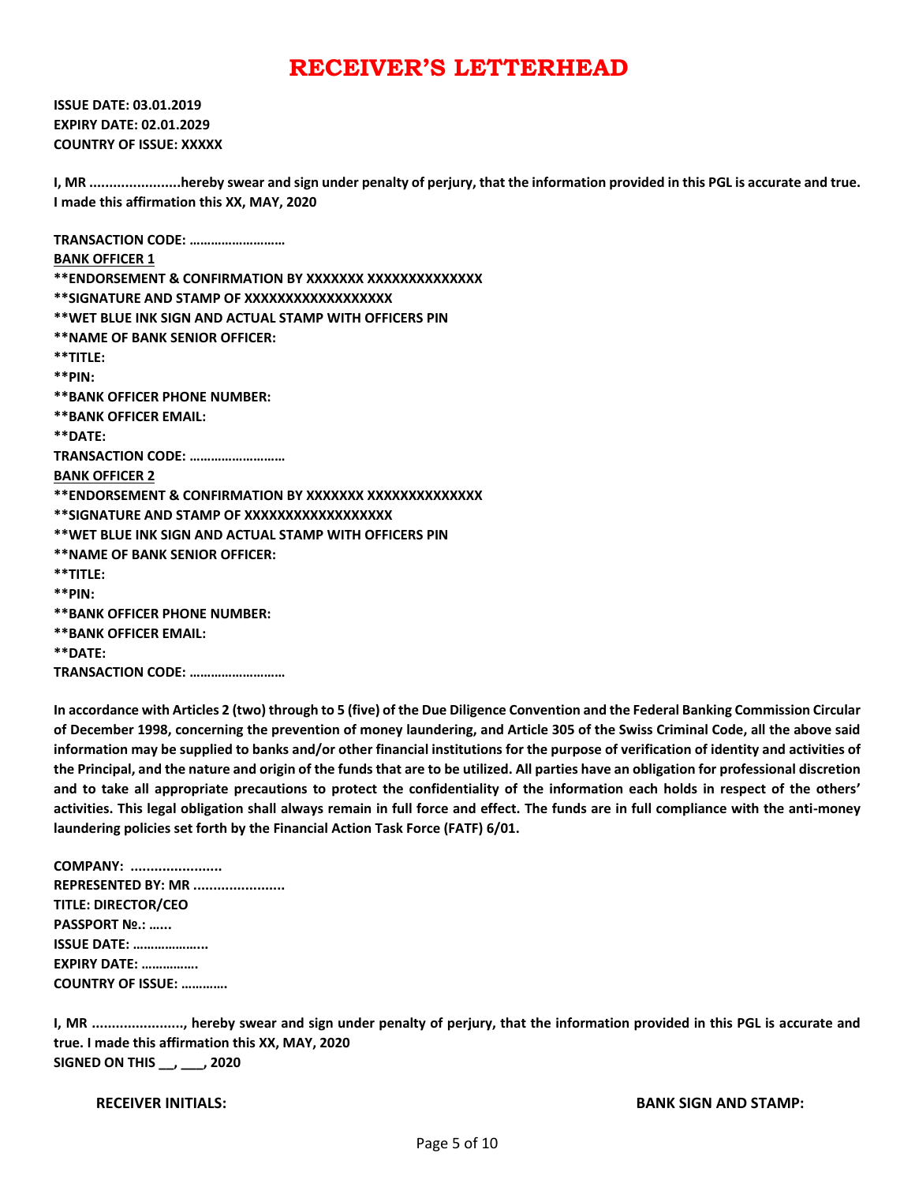# RECEIVER'S LETTERHEAD

**ISSUE DATE: 03.01.2019**
**EXPIRY DATE: 02.01.2029**
**COUNTRY OF ISSUE: XXXXX**

**I, MR .......................hereby swear and sign under penalty of perjury, that the information provided in this PGL is accurate and true. I made this affirmation this XX, MAY, 2020**

**TRANSACTION CODE: ………………………**
**BANK OFFICER 1**
**\*\*ENDORSEMENT & CONFIRMATION BY XXXXXXX XXXXXXXXXXXXXX**
**\*\*SIGNATURE AND STAMP OF XXXXXXXXXXXXXXXXXX**
**\*\*WET BLUE INK SIGN AND ACTUAL STAMP WITH OFFICERS PIN**
**\*\*NAME OF BANK SENIOR OFFICER:**
**\*\*TITLE:**
**\*\*PIN:**
**\*\*BANK OFFICER PHONE NUMBER:**
**\*\*BANK OFFICER EMAIL:**
**\*\*DATE:**
**TRANSACTION CODE: ………………………**
**BANK OFFICER 2**
**\*\*ENDORSEMENT & CONFIRMATION BY XXXXXXX XXXXXXXXXXXXXX**
**\*\*SIGNATURE AND STAMP OF XXXXXXXXXXXXXXXXXX**
**\*\*WET BLUE INK SIGN AND ACTUAL STAMP WITH OFFICERS PIN**
**\*\*NAME OF BANK SENIOR OFFICER:**
**\*\*TITLE:**
**\*\*PIN:**
**\*\*BANK OFFICER PHONE NUMBER:**
**\*\*BANK OFFICER EMAIL:**
**\*\*DATE:**
**TRANSACTION CODE: ………………………**

**In accordance with Articles 2 (two) through to 5 (five) of the Due Diligence Convention and the Federal Banking Commission Circular of December 1998, concerning the prevention of money laundering, and Article 305 of the Swiss Criminal Code, all the above said information may be supplied to banks and/or other financial institutions for the purpose of verification of identity and activities of the Principal, and the nature and origin of the funds that are to be utilized. All parties have an obligation for professional discretion and to take all appropriate precautions to protect the confidentiality of the information each holds in respect of the others' activities. This legal obligation shall always remain in full force and effect. The funds are in full compliance with the anti-money laundering policies set forth by the Financial Action Task Force (FATF) 6/01.**

**COMPANY: .......................**
**REPRESENTED BY: MR .......................**
**TITLE: DIRECTOR/CEO**
**PASSPORT №.: …...**
**ISSUE DATE: ………………...**
**EXPIRY DATE: …………….**
**COUNTRY OF ISSUE: …………**

**I, MR ......................., hereby swear and sign under penalty of perjury, that the information provided in this PGL is accurate and true. I made this affirmation this XX, MAY, 2020**
**SIGNED ON THIS __, ___, 2020**

**RECEIVER INITIALS:** **BANK SIGN AND STAMP:**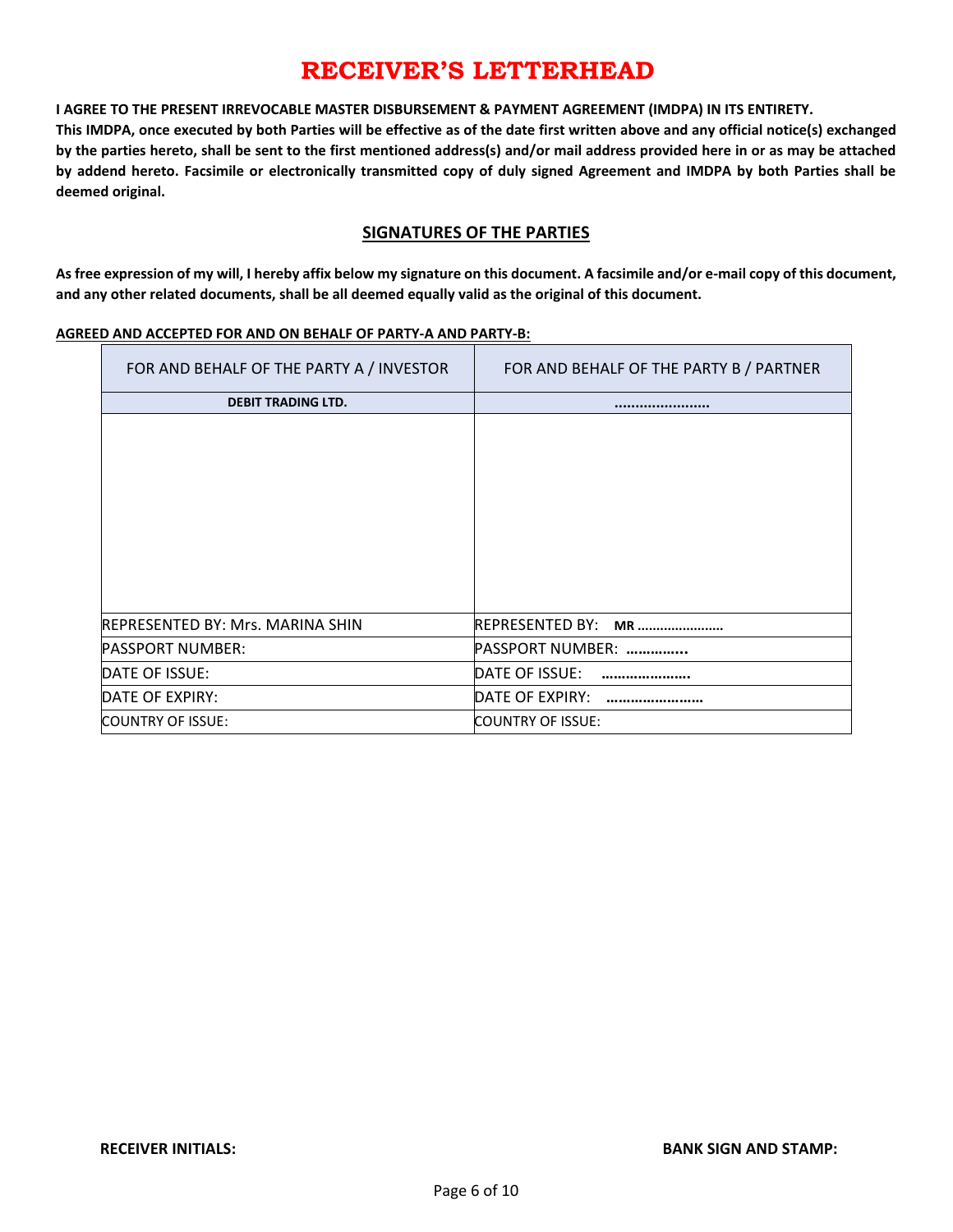# RECEIVER'S LETTERHEAD

**I AGREE TO THE PRESENT IRREVOCABLE MASTER DISBURSEMENT & PAYMENT AGREEMENT (IMDPA) IN ITS ENTIRETY.**
**This IMDPA, once executed by both Parties will be effective as of the date first written above and any official notice(s) exchanged by the parties hereto, shall be sent to the first mentioned address(s) and/or mail address provided here in or as may be attached by addend hereto. Facsimile or electronically transmitted copy of duly signed Agreement and IMDPA by both Parties shall be deemed original.**

## SIGNATURES OF THE PARTIES

**As free expression of my will, I hereby affix below my signature on this document. A facsimile and/or e-mail copy of this document, and any other related documents, shall be all deemed equally valid as the original of this document.**

**AGREED AND ACCEPTED FOR AND ON BEHALF OF PARTY-A AND PARTY-B:**

| FOR AND BEHALF OF THE PARTY A / INVESTOR | FOR AND BEHALF OF THE PARTY B / PARTNER |
|---|---|
| **DEBIT TRADING LTD.** | **……………….…** |
| | |
| REPRESENTED BY: Mrs. MARINA SHIN | REPRESENTED BY: **MR …………………..** |
| PASSPORT NUMBER: | PASSPORT NUMBER: **…………..** |
| DATE OF ISSUE: | DATE OF ISSUE: **………………….** |
| DATE OF EXPIRY: | DATE OF EXPIRY: **……………………** |
| COUNTRY OF ISSUE: | COUNTRY OF ISSUE: |

**RECEIVER INITIALS:** **BANK SIGN AND STAMP:**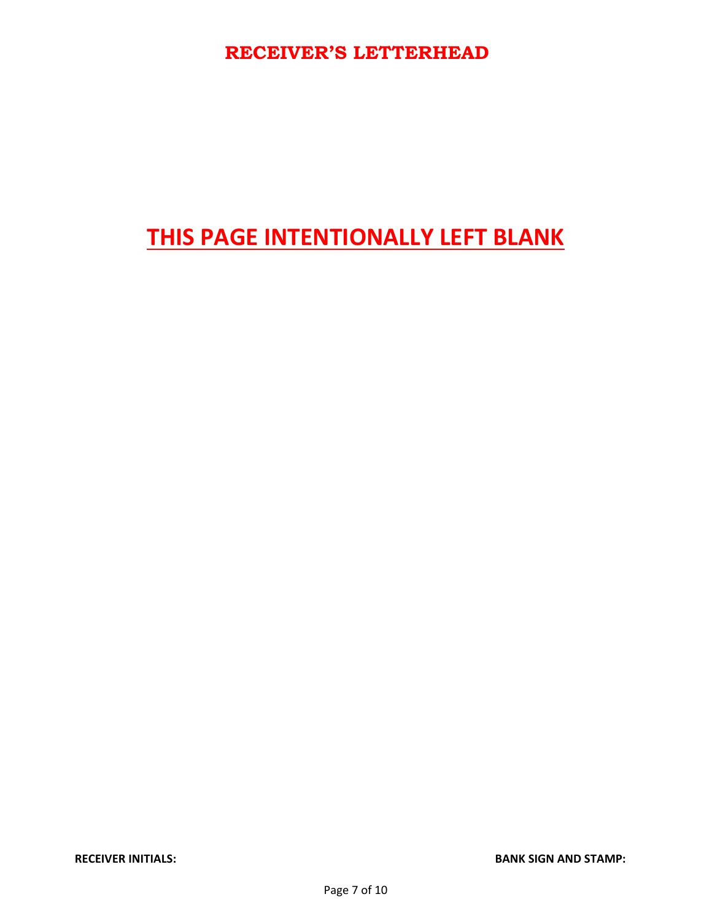**RECEIVER'S LETTERHEAD**

# THIS PAGE INTENTIONALLY LEFT BLANK

**RECEIVER INITIALS:** **BANK SIGN AND STAMP:**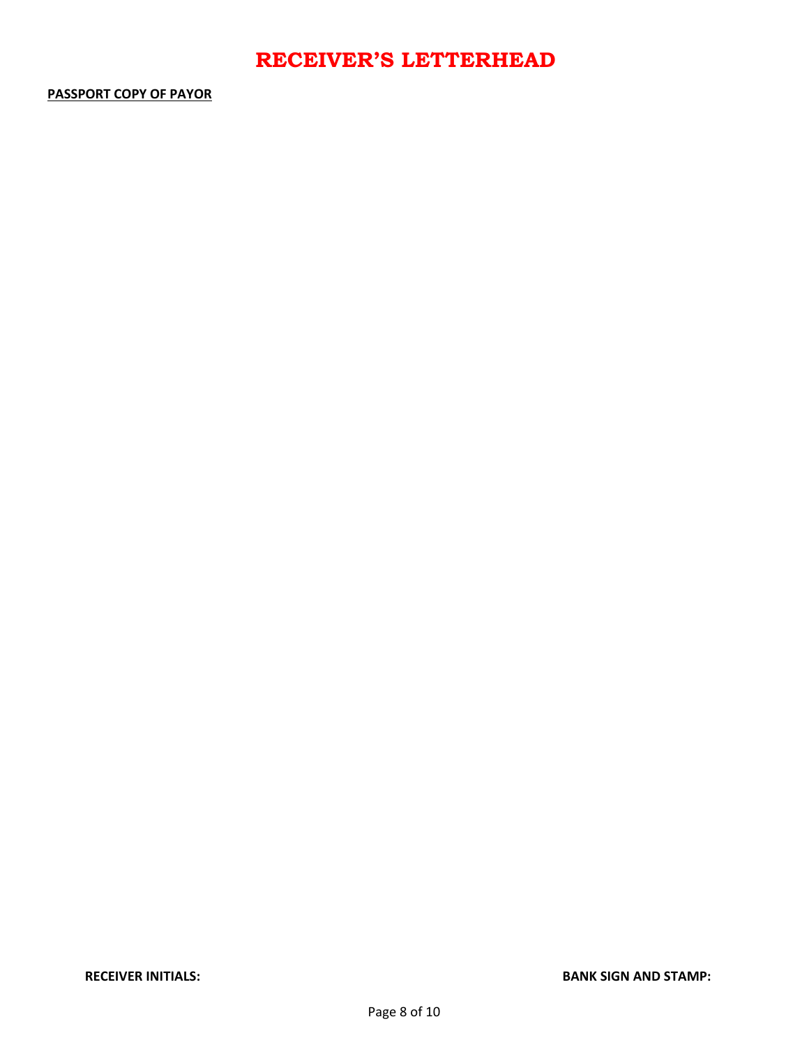# RECEIVER'S LETTERHEAD

**PASSPORT COPY OF PAYOR**

**RECEIVER INITIALS:** **BANK SIGN AND STAMP:**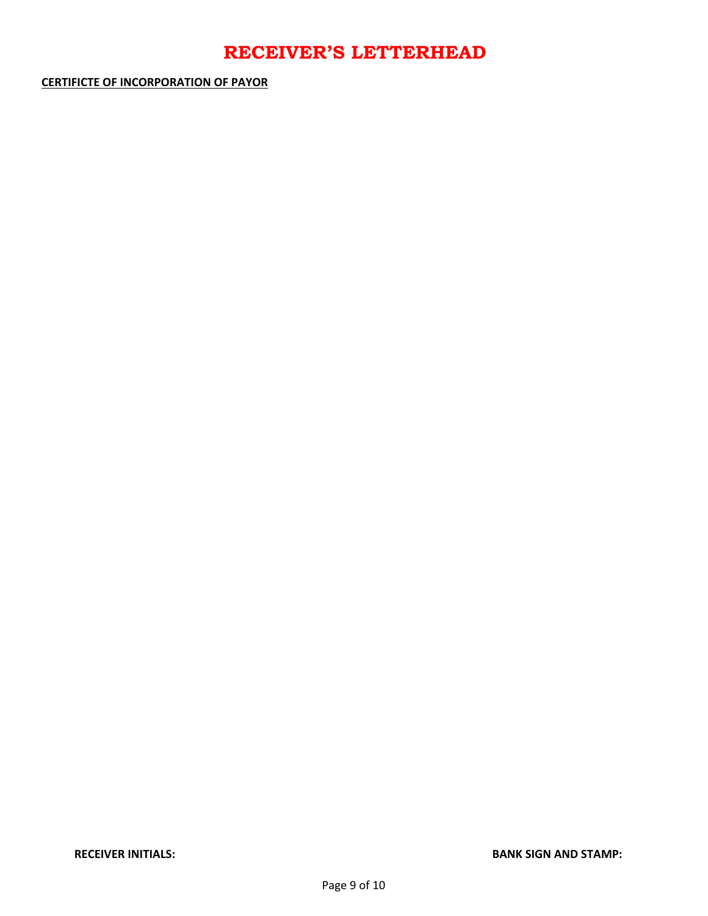# RECEIVER'S LETTERHEAD

**CERTIFICTE OF INCORPORATION OF PAYOR**

**RECEIVER INITIALS:** **BANK SIGN AND STAMP:**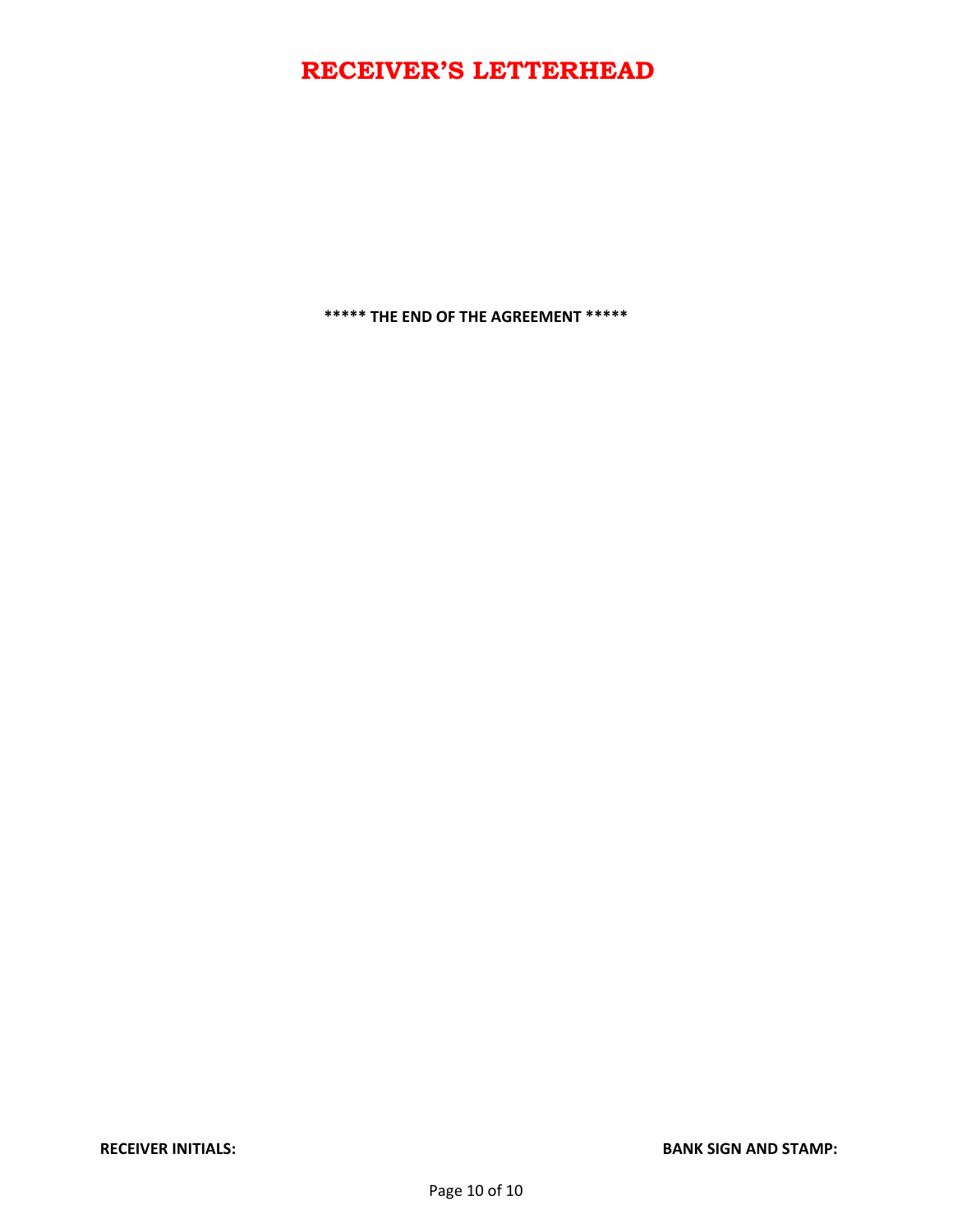# RECEIVER'S LETTERHEAD

**\*\*\*\*\* THE END OF THE AGREEMENT \*\*\*\*\***

**RECEIVER INITIALS:** **BANK SIGN AND STAMP:**